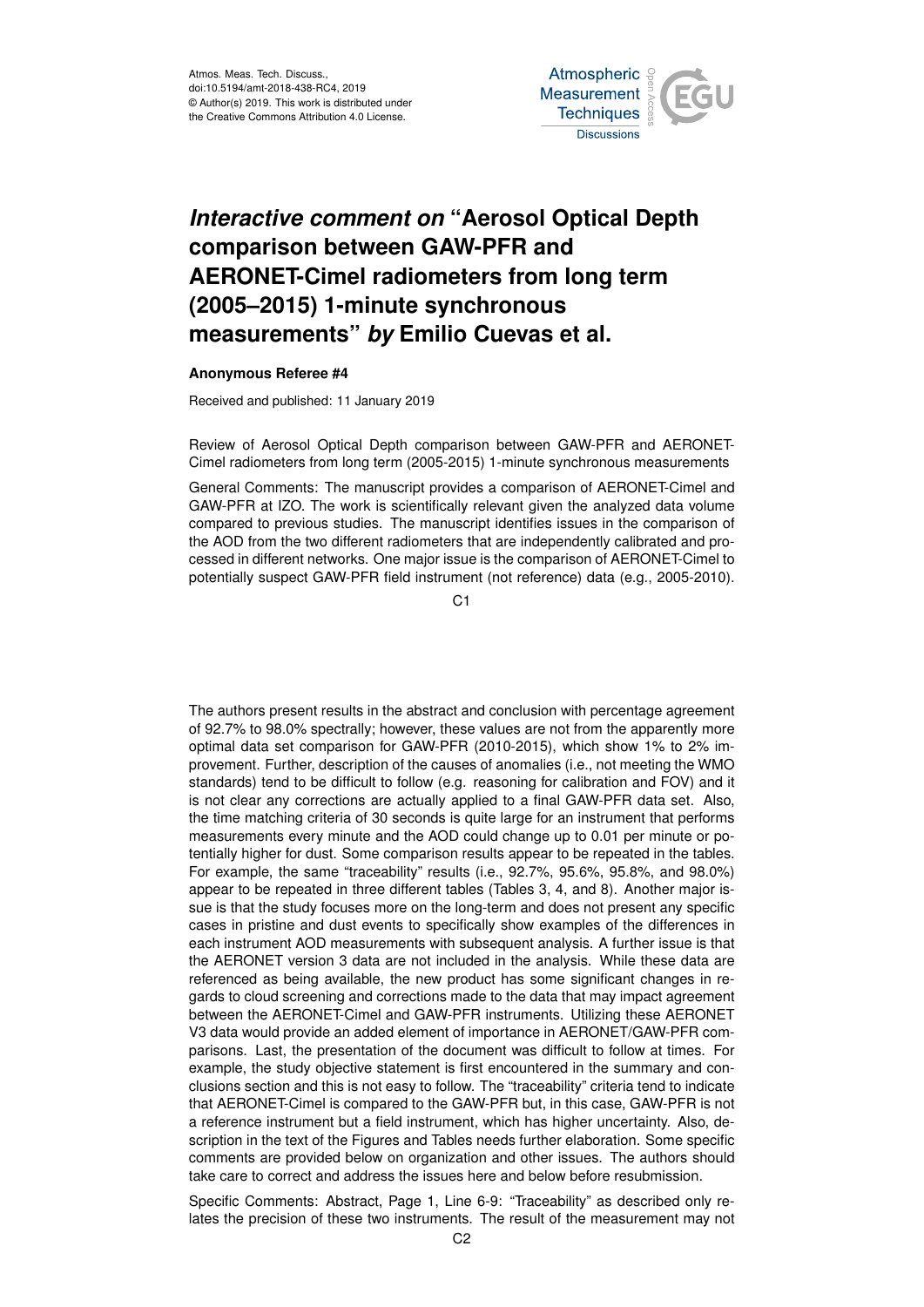Atmos. Meas. Tech. Discuss.,
doi:10.5194/amt-2018-438-RC4, 2019
© Author(s) 2019. This work is distributed under
the Creative Commons Attribution 4.0 License.

# *Interactive comment on* "Aerosol Optical Depth comparison between GAW-PFR and AERONET-Cimel radiometers from long term (2005–2015) 1-minute synchronous measurements" *by* Emilio Cuevas et al.

**Anonymous Referee #4**

Received and published: 11 January 2019

Review of Aerosol Optical Depth comparison between GAW-PFR and AERONET-Cimel radiometers from long term (2005-2015) 1-minute synchronous measurements

General Comments: The manuscript provides a comparison of AERONET-Cimel and GAW-PFR at IZO. The work is scientifically relevant given the analyzed data volume compared to previous studies. The manuscript identifies issues in the comparison of the AOD from the two different radiometers that are independently calibrated and processed in different networks. One major issue is the comparison of AERONET-Cimel to potentially suspect GAW-PFR field instrument (not reference) data (e.g., 2005-2010). The authors present results in the abstract and conclusion with percentage agreement of 92.7% to 98.0% spectrally; however, these values are not from the apparently more optimal data set comparison for GAW-PFR (2010-2015), which show 1% to 2% improvement. Further, description of the causes of anomalies (i.e., not meeting the WMO standards) tend to be difficult to follow (e.g. reasoning for calibration and FOV) and it is not clear any corrections are actually applied to a final GAW-PFR data set. Also, the time matching criteria of 30 seconds is quite large for an instrument that performs measurements every minute and the AOD could change up to 0.01 per minute or potentially higher for dust. Some comparison results appear to be repeated in the tables. For example, the same "traceability" results (i.e., 92.7%, 95.6%, 95.8%, and 98.0%) appear to be repeated in three different tables (Tables 3, 4, and 8). Another major issue is that the study focuses more on the long-term and does not present any specific cases in pristine and dust events to specifically show examples of the differences in each instrument AOD measurements with subsequent analysis. A further issue is that the AERONET version 3 data are not included in the analysis. While these data are referenced as being available, the new product has some significant changes in regards to cloud screening and corrections made to the data that may impact agreement between the AERONET-Cimel and GAW-PFR instruments. Utilizing these AERONET V3 data would provide an added element of importance in AERONET/GAW-PFR comparisons. Last, the presentation of the document was difficult to follow at times. For example, the study objective statement is first encountered in the summary and conclusions section and this is not easy to follow. The "traceability" criteria tend to indicate that AERONET-Cimel is compared to the GAW-PFR but, in this case, GAW-PFR is not a reference instrument but a field instrument, which has higher uncertainty. Also, description in the text of the Figures and Tables needs further elaboration. Some specific comments are provided below on organization and other issues. The authors should take care to correct and address the issues here and below before resubmission.

Specific Comments: Abstract, Page 1, Line 6-9: "Traceability" as described only relates the precision of these two instruments. The result of the measurement may not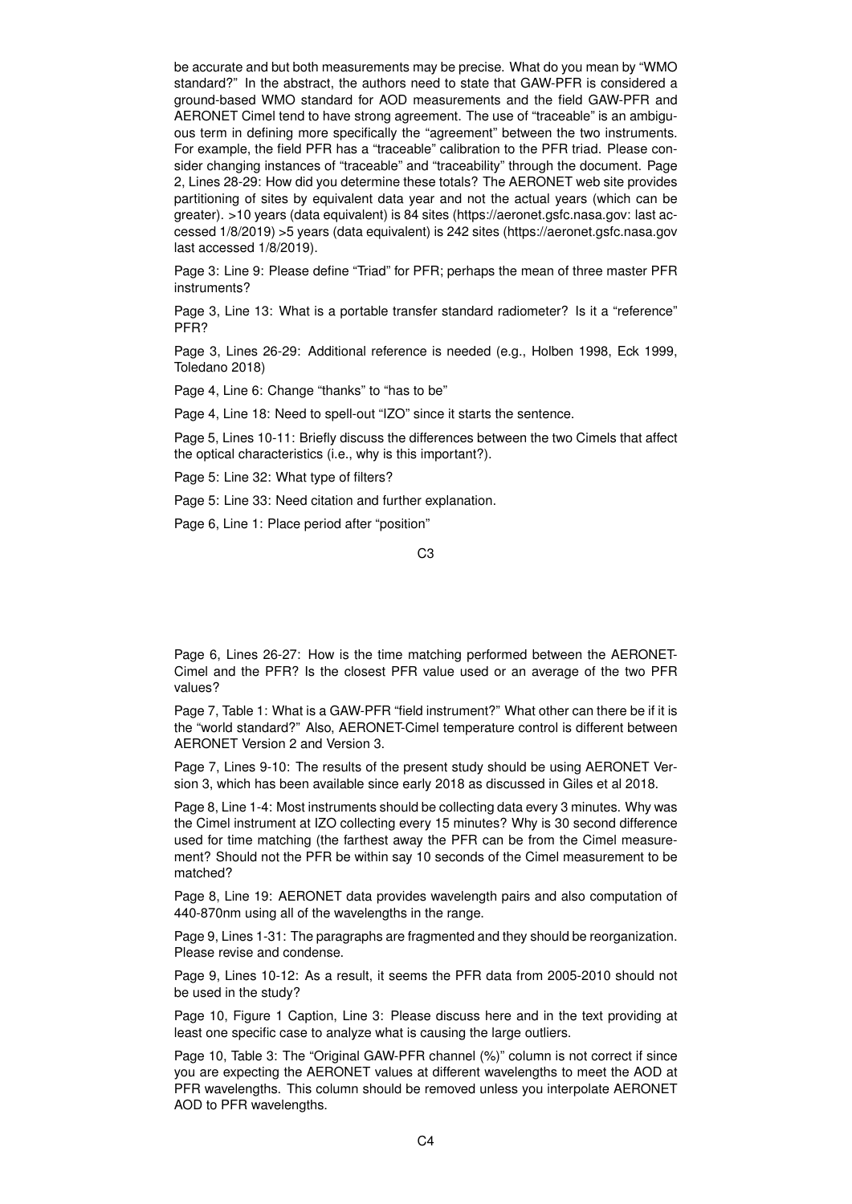be accurate and but both measurements may be precise. What do you mean by "WMO standard?" In the abstract, the authors need to state that GAW-PFR is considered a ground-based WMO standard for AOD measurements and the field GAW-PFR and AERONET Cimel tend to have strong agreement. The use of "traceable" is an ambiguous term in defining more specifically the "agreement" between the two instruments. For example, the field PFR has a "traceable" calibration to the PFR triad. Please consider changing instances of "traceable" and "traceability" through the document. Page 2, Lines 28-29: How did you determine these totals? The AERONET web site provides partitioning of sites by equivalent data year and not the actual years (which can be greater). >10 years (data equivalent) is 84 sites (https://aeronet.gsfc.nasa.gov: last accessed 1/8/2019) >5 years (data equivalent) is 242 sites (https://aeronet.gsfc.nasa.gov last accessed 1/8/2019).

Page 3: Line 9: Please define "Triad" for PFR; perhaps the mean of three master PFR instruments?

Page 3, Line 13: What is a portable transfer standard radiometer? Is it a "reference" PFR?

Page 3, Lines 26-29: Additional reference is needed (e.g., Holben 1998, Eck 1999, Toledano 2018)

Page 4, Line 6: Change "thanks" to "has to be"

Page 4, Line 18: Need to spell-out "IZO" since it starts the sentence.

Page 5, Lines 10-11: Briefly discuss the differences between the two Cimels that affect the optical characteristics (i.e., why is this important?).

Page 5: Line 32: What type of filters?

Page 5: Line 33: Need citation and further explanation.

Page 6, Line 1: Place period after "position"

Page 6, Lines 26-27: How is the time matching performed between the AERONET-Cimel and the PFR? Is the closest PFR value used or an average of the two PFR values?

Page 7, Table 1: What is a GAW-PFR "field instrument?" What other can there be if it is the "world standard?" Also, AERONET-Cimel temperature control is different between AERONET Version 2 and Version 3.

Page 7, Lines 9-10: The results of the present study should be using AERONET Version 3, which has been available since early 2018 as discussed in Giles et al 2018.

Page 8, Line 1-4: Most instruments should be collecting data every 3 minutes. Why was the Cimel instrument at IZO collecting every 15 minutes? Why is 30 second difference used for time matching (the farthest away the PFR can be from the Cimel measurement? Should not the PFR be within say 10 seconds of the Cimel measurement to be matched?

Page 8, Line 19: AERONET data provides wavelength pairs and also computation of 440-870nm using all of the wavelengths in the range.

Page 9, Lines 1-31: The paragraphs are fragmented and they should be reorganization. Please revise and condense.

Page 9, Lines 10-12: As a result, it seems the PFR data from 2005-2010 should not be used in the study?

Page 10, Figure 1 Caption, Line 3: Please discuss here and in the text providing at least one specific case to analyze what is causing the large outliers.

Page 10, Table 3: The "Original GAW-PFR channel (%)" column is not correct if since you are expecting the AERONET values at different wavelengths to meet the AOD at PFR wavelengths. This column should be removed unless you interpolate AERONET AOD to PFR wavelengths.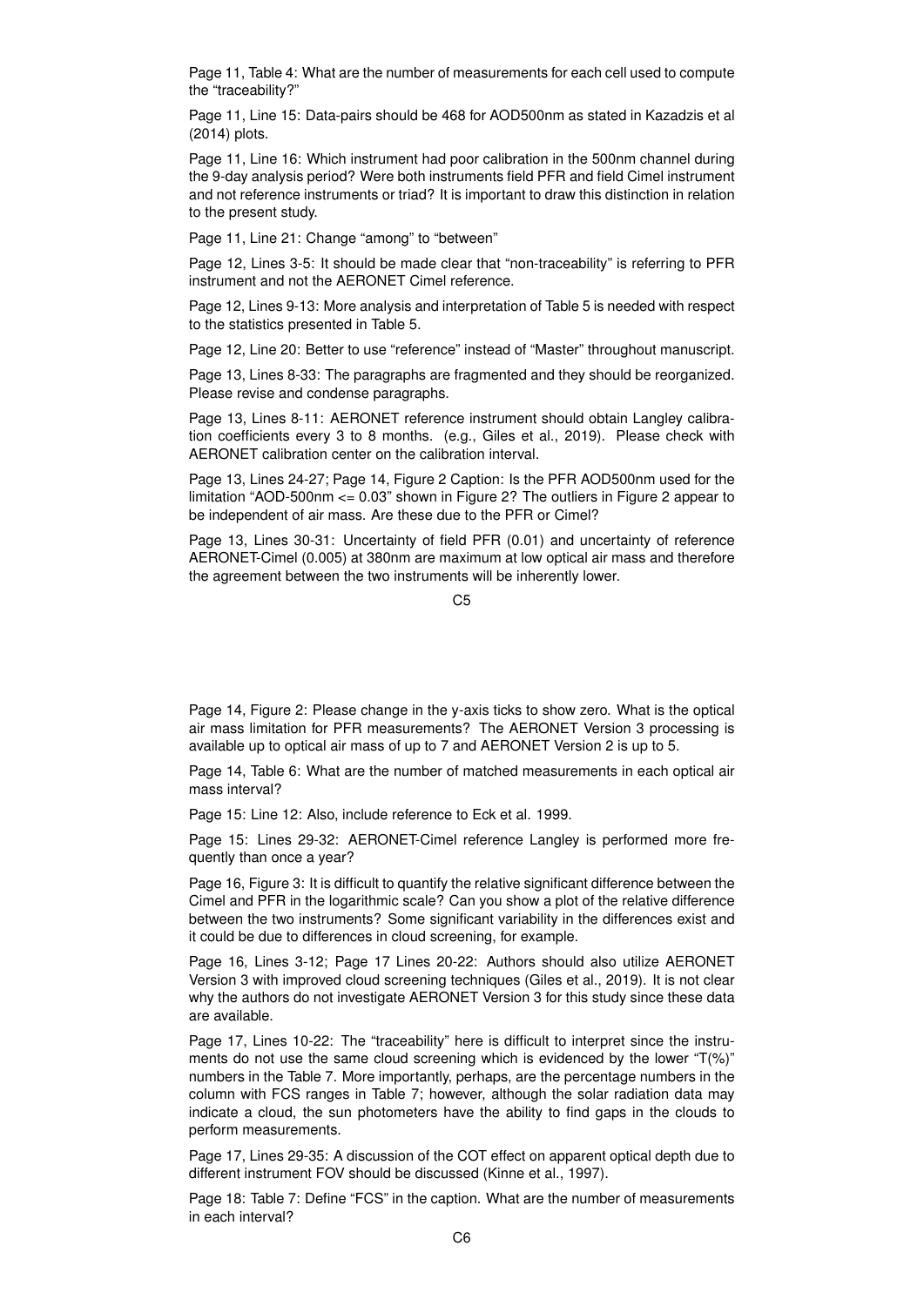Page 11, Table 4: What are the number of measurements for each cell used to compute the "traceability?"

Page 11, Line 15: Data-pairs should be 468 for AOD500nm as stated in Kazadzis et al (2014) plots.

Page 11, Line 16: Which instrument had poor calibration in the 500nm channel during the 9-day analysis period? Were both instruments field PFR and field Cimel instrument and not reference instruments or triad? It is important to draw this distinction in relation to the present study.

Page 11, Line 21: Change "among" to "between"

Page 12, Lines 3-5: It should be made clear that "non-traceability" is referring to PFR instrument and not the AERONET Cimel reference.

Page 12, Lines 9-13: More analysis and interpretation of Table 5 is needed with respect to the statistics presented in Table 5.

Page 12, Line 20: Better to use "reference" instead of "Master" throughout manuscript.

Page 13, Lines 8-33: The paragraphs are fragmented and they should be reorganized. Please revise and condense paragraphs.

Page 13, Lines 8-11: AERONET reference instrument should obtain Langley calibration coefficients every 3 to 8 months. (e.g., Giles et al., 2019). Please check with AERONET calibration center on the calibration interval.

Page 13, Lines 24-27; Page 14, Figure 2 Caption: Is the PFR AOD500nm used for the limitation "AOD-500nm <= 0.03" shown in Figure 2? The outliers in Figure 2 appear to be independent of air mass. Are these due to the PFR or Cimel?

Page 13, Lines 30-31: Uncertainty of field PFR (0.01) and uncertainty of reference AERONET-Cimel (0.005) at 380nm are maximum at low optical air mass and therefore the agreement between the two instruments will be inherently lower.

Page 14, Figure 2: Please change in the y-axis ticks to show zero. What is the optical air mass limitation for PFR measurements? The AERONET Version 3 processing is available up to optical air mass of up to 7 and AERONET Version 2 is up to 5.

Page 14, Table 6: What are the number of matched measurements in each optical air mass interval?

Page 15: Line 12: Also, include reference to Eck et al. 1999.

Page 15: Lines 29-32: AERONET-Cimel reference Langley is performed more frequently than once a year?

Page 16, Figure 3: It is difficult to quantify the relative significant difference between the Cimel and PFR in the logarithmic scale? Can you show a plot of the relative difference between the two instruments? Some significant variability in the differences exist and it could be due to differences in cloud screening, for example.

Page 16, Lines 3-12; Page 17 Lines 20-22: Authors should also utilize AERONET Version 3 with improved cloud screening techniques (Giles et al., 2019). It is not clear why the authors do not investigate AERONET Version 3 for this study since these data are available.

Page 17, Lines 10-22: The "traceability" here is difficult to interpret since the instruments do not use the same cloud screening which is evidenced by the lower "T(%)" numbers in the Table 7. More importantly, perhaps, are the percentage numbers in the column with FCS ranges in Table 7; however, although the solar radiation data may indicate a cloud, the sun photometers have the ability to find gaps in the clouds to perform measurements.

Page 17, Lines 29-35: A discussion of the COT effect on apparent optical depth due to different instrument FOV should be discussed (Kinne et al., 1997).

Page 18: Table 7: Define "FCS" in the caption. What are the number of measurements in each interval?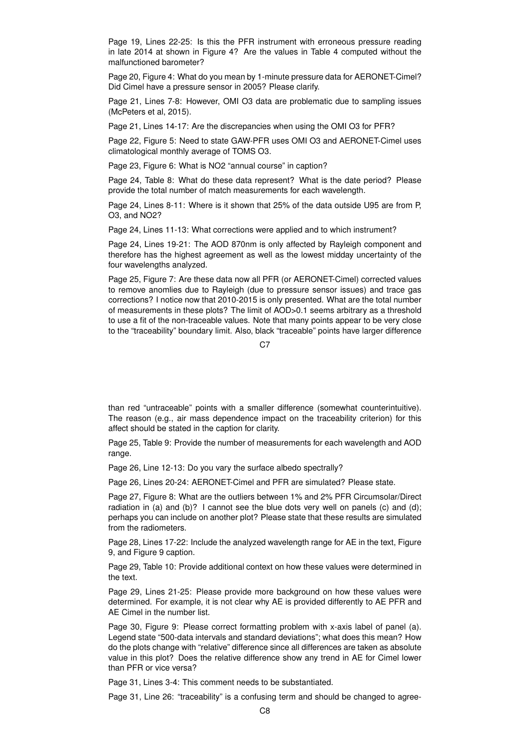Page 19, Lines 22-25: Is this the PFR instrument with erroneous pressure reading in late 2014 at shown in Figure 4? Are the values in Table 4 computed without the malfunctioned barometer?

Page 20, Figure 4: What do you mean by 1-minute pressure data for AERONET-Cimel? Did Cimel have a pressure sensor in 2005? Please clarify.

Page 21, Lines 7-8: However, OMI O3 data are problematic due to sampling issues (McPeters et al, 2015).

Page 21, Lines 14-17: Are the discrepancies when using the OMI O3 for PFR?

Page 22, Figure 5: Need to state GAW-PFR uses OMI O3 and AERONET-Cimel uses climatological monthly average of TOMS O3.

Page 23, Figure 6: What is NO2 "annual course" in caption?

Page 24, Table 8: What do these data represent? What is the date period? Please provide the total number of match measurements for each wavelength.

Page 24, Lines 8-11: Where is it shown that 25% of the data outside U95 are from P, O3, and NO2?

Page 24, Lines 11-13: What corrections were applied and to which instrument?

Page 24, Lines 19-21: The AOD 870nm is only affected by Rayleigh component and therefore has the highest agreement as well as the lowest midday uncertainty of the four wavelengths analyzed.

Page 25, Figure 7: Are these data now all PFR (or AERONET-Cimel) corrected values to remove anomlies due to Rayleigh (due to pressure sensor issues) and trace gas corrections? I notice now that 2010-2015 is only presented. What are the total number of measurements in these plots? The limit of AOD>0.1 seems arbitrary as a threshold to use a fit of the non-traceable values. Note that many points appear to be very close to the "traceability" boundary limit. Also, black "traceable" points have larger difference than red "untraceable" points with a smaller difference (somewhat counterintuitive). The reason (e.g., air mass dependence impact on the traceability criterion) for this affect should be stated in the caption for clarity.

Page 25, Table 9: Provide the number of measurements for each wavelength and AOD range.

Page 26, Line 12-13: Do you vary the surface albedo spectrally?

Page 26, Lines 20-24: AERONET-Cimel and PFR are simulated? Please state.

Page 27, Figure 8: What are the outliers between 1% and 2% PFR Circumsolar/Direct radiation in (a) and (b)? I cannot see the blue dots very well on panels (c) and (d); perhaps you can include on another plot? Please state that these results are simulated from the radiometers.

Page 28, Lines 17-22: Include the analyzed wavelength range for AE in the text, Figure 9, and Figure 9 caption.

Page 29, Table 10: Provide additional context on how these values were determined in the text.

Page 29, Lines 21-25: Please provide more background on how these values were determined. For example, it is not clear why AE is provided differently to AE PFR and AE Cimel in the number list.

Page 30, Figure 9: Please correct formatting problem with x-axis label of panel (a). Legend state "500-data intervals and standard deviations"; what does this mean? How do the plots change with "relative" difference since all differences are taken as absolute value in this plot? Does the relative difference show any trend in AE for Cimel lower than PFR or vice versa?

Page 31, Lines 3-4: This comment needs to be substantiated.

Page 31, Line 26: "traceability" is a confusing term and should be changed to agree-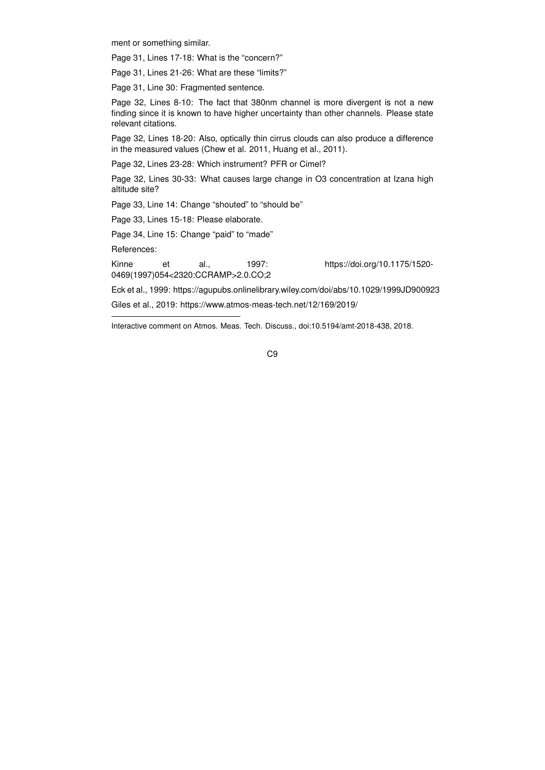ment or something similar.

Page 31, Lines 17-18: What is the "concern?"

Page 31, Lines 21-26: What are these "limits?"

Page 31, Line 30: Fragmented sentence.

Page 32, Lines 8-10: The fact that 380nm channel is more divergent is not a new finding since it is known to have higher uncertainty than other channels. Please state relevant citations.

Page 32, Lines 18-20: Also, optically thin cirrus clouds can also produce a difference in the measured values (Chew et al. 2011, Huang et al., 2011).

Page 32, Lines 23-28: Which instrument? PFR or Cimel?

Page 32, Lines 30-33: What causes large change in $O_3$ concentration at Izana high altitude site?

Page 33, Line 14: Change "shouted" to "should be"

Page 33, Lines 15-18: Please elaborate.

Page 34, Line 15: Change "paid" to "made"

References:

Kinne et al., 1997: https://doi.org/10.1175/1520-0469(1997)054<2320:CCRAMP>2.0.CO;2

Eck et al., 1999: https://agupubs.onlinelibrary.wiley.com/doi/abs/10.1029/1999JD900923

Giles et al., 2019: https://www.atmos-meas-tech.net/12/169/2019/

Interactive comment on Atmos. Meas. Tech. Discuss., doi:10.5194/amt-2018-438, 2018.